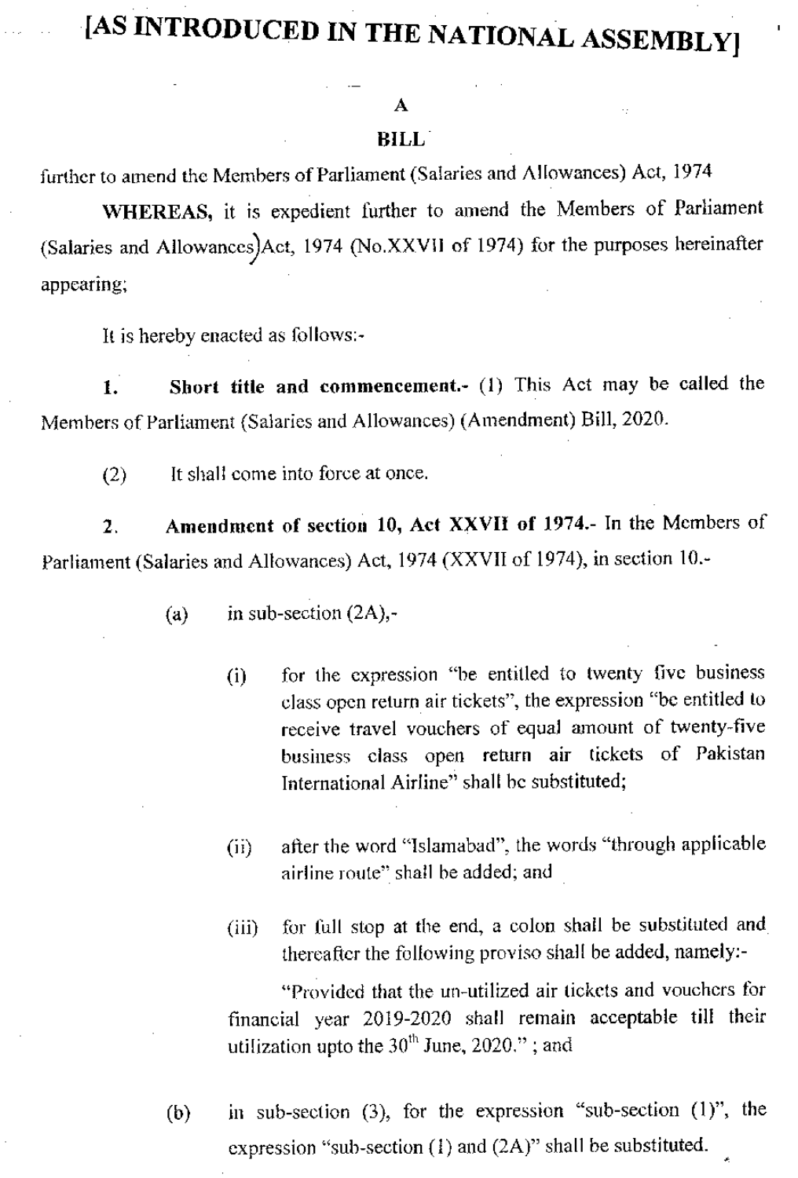# [AS INTRODUCED IN THE NATIONAL ASSEMBLY]

## A
## BILL

further to amend the Members of Parliament (Salaries and Allowances) Act, 1974

**WHEREAS,** it is expedient further to amend the Members of Parliament (Salaries and Allowances) Act, 1974 (No.XXVII of 1974) for the purposes hereinafter appearing;

It is hereby enacted as follows:-

**1. Short title and commencement.-** (1) This Act may be called the Members of Parliament (Salaries and Allowances) (Amendment) Bill, 2020.

(2) It shall come into force at once.

**2. Amendment of section 10, Act XXVII of 1974.-** In the Members of Parliament (Salaries and Allowances) Act, 1974 (XXVII of 1974), in section 10.-

(a) in sub-section (2A),-

(i) for the expression "be entitled to twenty five business class open return air tickets", the expression "be entitled to receive travel vouchers of equal amount of twenty-five business class open return air tickets of Pakistan International Airline" shall be substituted;

(ii) after the word "Islamabad", the words "through applicable airline route" shall be added; and

(iii) for full stop at the end, a colon shall be substituted and thereafter the following proviso shall be added, namely:-

"Provided that the un-utilized air tickets and vouchers for financial year 2019-2020 shall remain acceptable till their utilization upto the 30th June, 2020." ; and

(b) in sub-section (3), for the expression "sub-section (1)", the expression "sub-section (1) and (2A)" shall be substituted.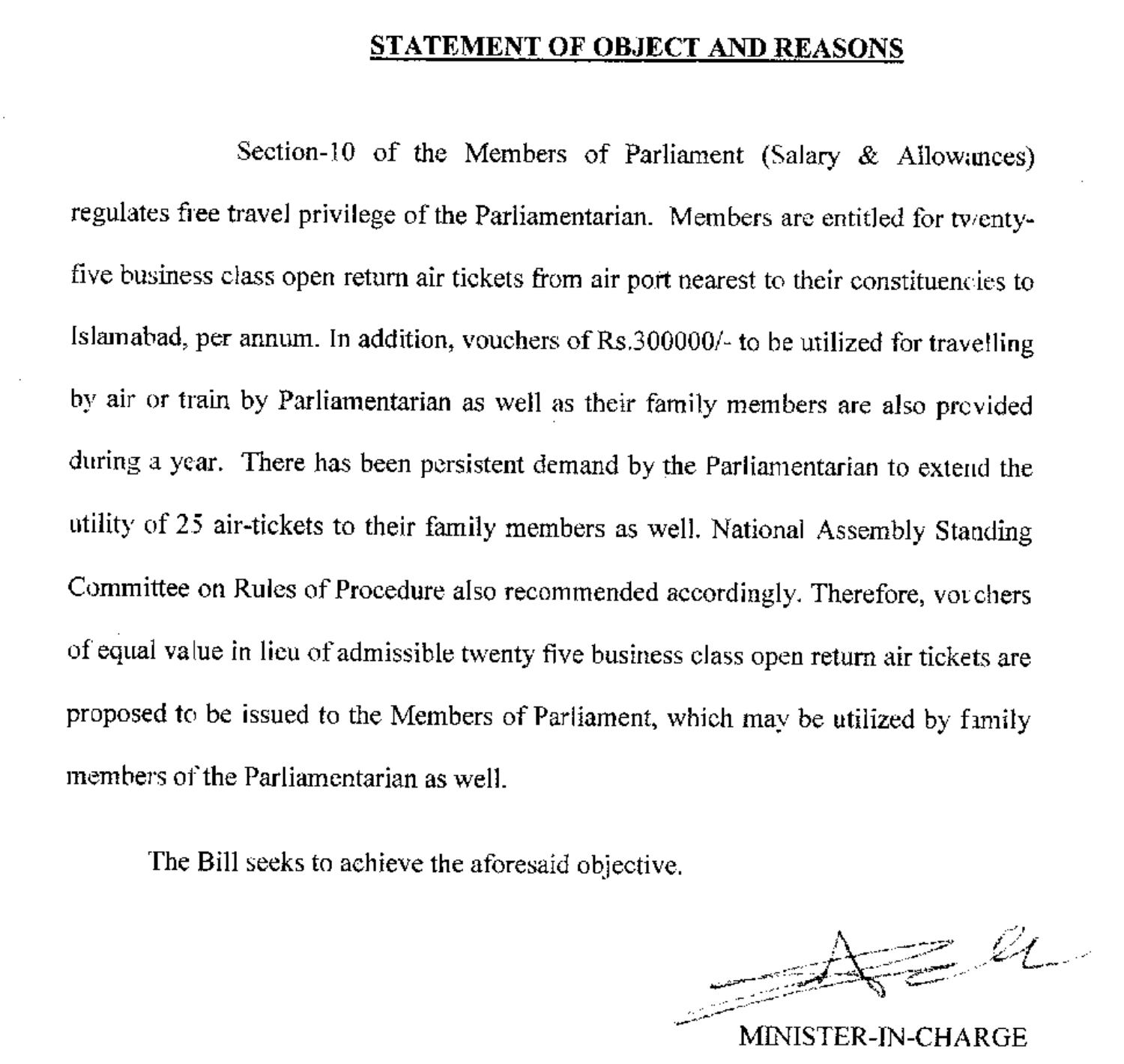## STATEMENT OF OBJECT AND REASONS

Section-10 of the Members of Parliament (Salary & Allowances) regulates free travel privilege of the Parliamentarian. Members are entitled for twenty-five business class open return air tickets from air port nearest to their constituencies to Islamabad, per annum. In addition, vouchers of Rs.300000/- to be utilized for travelling by air or train by Parliamentarian as well as their family members are also provided during a year. There has been persistent demand by the Parliamentarian to extend the utility of 25 air-tickets to their family members as well. National Assembly Standing Committee on Rules of Procedure also recommended accordingly. Therefore, vouchers of equal value in lieu of admissible twenty five business class open return air tickets are proposed to be issued to the Members of Parliament, which may be utilized by family members of the Parliamentarian as well.

The Bill seeks to achieve the aforesaid objective.

MINISTER-IN-CHARGE